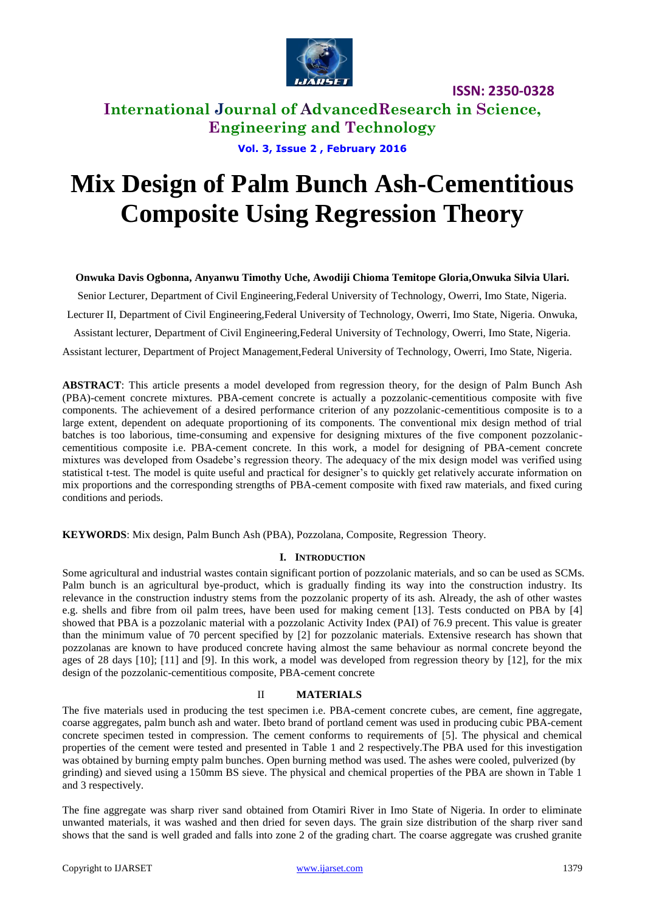# Mix Design of Palm Bunch Ash-Cementitious Composite Using Regression Theory

**Onwuka Davis Ogbonna, Anyanwu Timothy Uche, Awodiji Chioma Temitope Gloria,Onwuka Silvia Ulari.**

Senior Lecturer, Department of Civil Engineering,Federal University of Technology, Owerri, Imo State, Nigeria.

Lecturer II, Department of Civil Engineering,Federal University of Technology, Owerri, Imo State, Nigeria. Onwuka,

Assistant lecturer, Department of Civil Engineering,Federal University of Technology, Owerri, Imo State, Nigeria.

Assistant lecturer, Department of Project Management,Federal University of Technology, Owerri, Imo State, Nigeria.

**ABSTRACT**: This article presents a model developed from regression theory, for the design of Palm Bunch Ash (PBA)-cement concrete mixtures. PBA-cement concrete is actually a pozzolanic-cementitious composite with five components. The achievement of a desired performance criterion of any pozzolanic-cementitious composite is to a large extent, dependent on adequate proportioning of its components. The conventional mix design method of trial batches is too laborious, time-consuming and expensive for designing mixtures of the five component pozzolanic-cementitious composite i.e. PBA-cement concrete. In this work, a model for designing of PBA-cement concrete mixtures was developed from Osadebe's regression theory. The adequacy of the mix design model was verified using statistical t-test. The model is quite useful and practical for designer's to quickly get relatively accurate information on mix proportions and the corresponding strengths of PBA-cement composite with fixed raw materials, and fixed curing conditions and periods.

**KEYWORDS**: Mix design, Palm Bunch Ash (PBA), Pozzolana, Composite, Regression Theory.

## I. INTRODUCTION

Some agricultural and industrial wastes contain significant portion of pozzolanic materials, and so can be used as SCMs. Palm bunch is an agricultural bye-product, which is gradually finding its way into the construction industry. Its relevance in the construction industry stems from the pozzolanic property of its ash. Already, the ash of other wastes e.g. shells and fibre from oil palm trees, have been used for making cement [13]. Tests conducted on PBA by [4] showed that PBA is a pozzolanic material with a pozzolanic Activity Index (PAI) of 76.9 precent. This value is greater than the minimum value of 70 percent specified by [2] for pozzolanic materials. Extensive research has shown that pozzolanas are known to have produced concrete having almost the same behaviour as normal concrete beyond the ages of 28 days [10]; [11] and [9]. In this work, a model was developed from regression theory by [12], for the mix design of the pozzolanic-cementitious composite, PBA-cement concrete

## II MATERIALS

The five materials used in producing the test specimen i.e. PBA-cement concrete cubes, are cement, fine aggregate, coarse aggregates, palm bunch ash and water. Ibeto brand of portland cement was used in producing cubic PBA-cement concrete specimen tested in compression. The cement conforms to requirements of [5]. The physical and chemical properties of the cement were tested and presented in Table 1 and 2 respectively.The PBA used for this investigation was obtained by burning empty palm bunches. Open burning method was used. The ashes were cooled, pulverized (by grinding) and sieved using a 150mm BS sieve. The physical and chemical properties of the PBA are shown in Table 1 and 3 respectively.

The fine aggregate was sharp river sand obtained from Otamiri River in Imo State of Nigeria. In order to eliminate unwanted materials, it was washed and then dried for seven days. The grain size distribution of the sharp river sand shows that the sand is well graded and falls into zone 2 of the grading chart. The coarse aggregate was crushed granite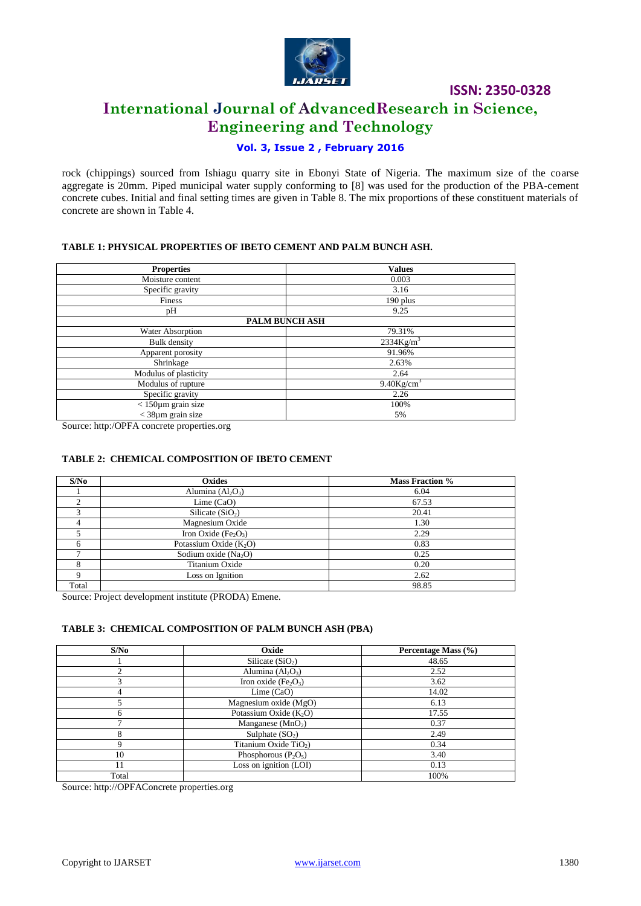rock (chippings) sourced from Ishiagu quarry site in Ebonyi State of Nigeria. The maximum size of the coarse aggregate is 20mm. Piped municipal water supply conforming to [8] was used for the production of the PBA-cement concrete cubes. Initial and final setting times are given in Table 8. The mix proportions of these constituent materials of concrete are shown in Table 4.

**TABLE 1: PHYSICAL PROPERTIES OF IBETO CEMENT AND PALM BUNCH ASH.**

| Properties | Values |
|---|---|
| Moisture content | 0.003 |
| Specific gravity | 3.16 |
| Finess | 190 plus |
| pH | 9.25 |
| **PALM BUNCH ASH** | |
| Water Absorption | 79.31% |
| Bulk density | $2334Kg/m^3$ |
| Apparent porosity | 91.96% |
| Shrinkage | 2.63% |
| Modulus of plasticity | 2.64 |
| Modulus of rupture | $9.40Kg/cm^3$ |
| Specific gravity | 2.26 |
| < 150µm grain size | 100% |
| < 38µm grain size | 5% |

Source: http:/OPFA concrete properties.org

**TABLE 2: CHEMICAL COMPOSITION OF IBETO CEMENT**

| S/No | Oxides | Mass Fraction % |
|---|---|---|
| 1 | Alumina ($Al_2O_3$) | 6.04 |
| 2 | Lime (CaO) | 67.53 |
| 3 | Silicate ($SiO_2$) | 20.41 |
| 4 | Magnesium Oxide | 1.30 |
| 5 | Iron Oxide ($Fe_2O_3$) | 2.29 |
| 6 | Potassium Oxide ($K_2O$) | 0.83 |
| 7 | Sodium oxide ($Na_2O$) | 0.25 |
| 8 | Titanium Oxide | 0.20 |
| 9 | Loss on Ignition | 2.62 |
| Total | | 98.85 |

Source: Project development institute (PRODA) Emene.

**TABLE 3: CHEMICAL COMPOSITION OF PALM BUNCH ASH (PBA)**

| S/No | Oxide | Percentage Mass (%) |
|---|---|---|
| 1 | Silicate ($SiO_2$) | 48.65 |
| 2 | Alumina ($Al_2O_3$) | 2.52 |
| 3 | Iron oxide ($Fe_2O_3$) | 3.62 |
| 4 | Lime (CaO) | 14.02 |
| 5 | Magnesium oxide (MgO) | 6.13 |
| 6 | Potassium Oxide ($K_2O$) | 17.55 |
| 7 | Manganese ($MnO_2$) | 0.37 |
| 8 | Sulphate ($SO_2$) | 2.49 |
| 9 | Titanium Oxide $TiO_2$) | 0.34 |
| 10 | Phosphorous ($P_2O_5$) | 3.40 |
| 11 | Loss on ignition (LOI) | 0.13 |
| Total | | 100% |

Source: http://OPFAConcrete properties.org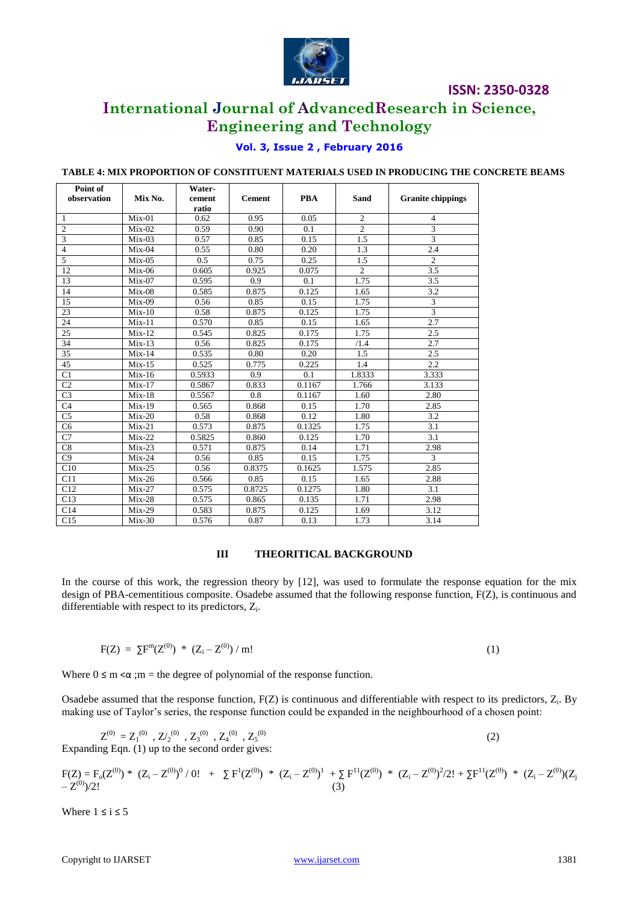**TABLE 4: MIX PROPORTION OF CONSTITUENT MATERIALS USED IN PRODUCING THE CONCRETE BEAMS**

| Point of observation | Mix No. | Water-cement ratio | Cement | PBA | Sand | Granite chippings |
|---|---|---|---|---|---|---|
| 1 | Mix-01 | 0.62 | 0.95 | 0.05 | 2 | 4 |
| 2 | Mix-02 | 0.59 | 0.90 | 0.1 | 2 | 3 |
| 3 | Mix-03 | 0.57 | 0.85 | 0.15 | 1.5 | 3 |
| 4 | Mix-04 | 0.55 | 0.80 | 0.20 | 1.3 | 2.4 |
| 5 | Mix-05 | 0.5 | 0.75 | 0.25 | 1.5 | 2 |
| 12 | Mix-06 | 0.605 | 0.925 | 0.075 | 2 | 3.5 |
| 13 | Mix-07 | 0.595 | 0.9 | 0.1 | 1.75 | 3.5 |
| 14 | Mix-08 | 0.585 | 0.875 | 0.125 | 1.65 | 3.2 |
| 15 | Mix-09 | 0.56 | 0.85 | 0.15 | 1.75 | 3 |
| 23 | Mix-10 | 0.58 | 0.875 | 0.125 | 1.75 | 3 |
| 24 | Mix-11 | 0.570 | 0.85 | 0.15 | 1.65 | 2.7 |
| 25 | Mix-12 | 0.545 | 0.825 | 0.175 | 1.75 | 2.5 |
| 34 | Mix-13 | 0.56 | 0.825 | 0.175 | /1.4 | 2.7 |
| 35 | Mix-14 | 0.535 | 0.80 | 0.20 | 1.5 | 2.5 |
| 45 | Mix-15 | 0.525 | 0.775 | 0.225 | 1.4 | 2.2 |
| C1 | Mix-16 | 0.5933 | 0.9 | 0.1 | 1.8333 | 3.333 |
| C2 | Mix-17 | 0.5867 | 0.833 | 0.1167 | 1.766 | 3.133 |
| C3 | Mix-18 | 0.5567 | 0.8 | 0.1167 | 1.60 | 2.80 |
| C4 | Mix-19 | 0.565 | 0.868 | 0.15 | 1.70 | 2.85 |
| C5 | Mix-20 | 0.58 | 0.868 | 0.12 | 1.80 | 3.2 |
| C6 | Mix-21 | 0.573 | 0.875 | 0.1325 | 1.75 | 3.1 |
| C7 | Mix-22 | 0.5825 | 0.860 | 0.125 | 1.70 | 3.1 |
| C8 | Mix-23 | 0.571 | 0.875 | 0.14 | 1.71 | 2.98 |
| C9 | Mix-24 | 0.56 | 0.85 | 0.15 | 1.75 | 3 |
| C10 | Mix-25 | 0.56 | 0.8375 | 0.1625 | 1.575 | 2.85 |
| C11 | Mix-26 | 0.566 | 0.85 | 0.15 | 1.65 | 2.88 |
| C12 | Mix-27 | 0.575 | 0.8725 | 0.1275 | 1.80 | 3.1 |
| C13 | Mix-28 | 0.575 | 0.865 | 0.135 | 1.71 | 2.98 |
| C14 | Mix-29 | 0.583 | 0.875 | 0.125 | 1.69 | 3.12 |
| C15 | Mix-30 | 0.576 | 0.87 | 0.13 | 1.73 | 3.14 |

## III THEORITICAL BACKGROUND

In the course of this work, the regression theory by [12], was used to formulate the response equation for the mix design of PBA-cementitious composite. Osadebe assumed that the following response function, $F(Z)$, is continuous and differentiable with respect to its predictors, $Z_i$.

$$F(Z) = \sum F^{m}(Z^{(0)}) * (Z_i - Z^{(0)}) / m! \qquad (1)$$

Where $0 \leq m < \alpha$ ; m = the degree of polynomial of the response function.

Osadebe assumed that the response function, $F(Z)$ is continuous and differentiable with respect to its predictors, $Z_i$. By making use of Taylor's series, the response function could be expanded in the neighbourhood of a chosen point:

$$Z^{(0)} = Z_1^{(0)} , Z/_2^{(0)} , Z_3^{(0)} , Z_4^{(0)} , Z_5^{(0)} \qquad (2)$$

Expanding Eqn. (1) up to the second order gives:

$$F(Z) = F_o(Z^{(0)}) * (Z_i - Z^{(0)})^0 / 0! + \sum F^1(Z^{(0)}) * (Z_i - Z^{(0)})^1 + \sum F^{11}(Z^{(0)}) * (Z_i - Z^{(0)})^2/2! + \sum F^{11}(Z^{(0)}) * (Z_i - Z^{(0)})(Z_j - Z^{(0)})/2! \qquad (3)$$

Where $1 \leq i \leq 5$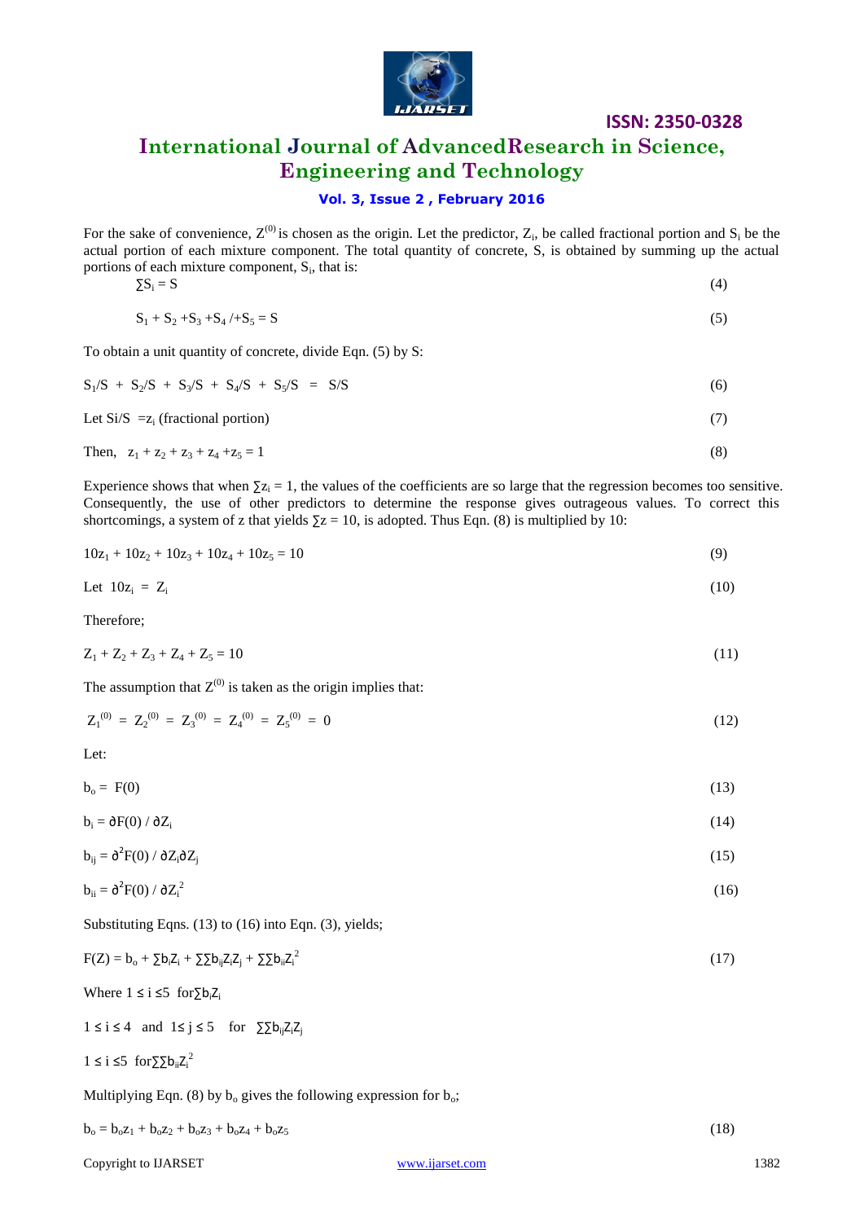For the sake of convenience, $Z^{(0)}$ is chosen as the origin. Let the predictor, $Z_i$, be called fractional portion and $S_i$ be the actual portion of each mixture component. The total quantity of concrete, S, is obtained by summing up the actual portions of each mixture component, $S_i$, that is:

$$\sum S_i = S \tag{4}$$

$$S_1 + S_2 + S_3 + S_4 /+ S_5 = S \tag{5}$$

To obtain a unit quantity of concrete, divide Eqn. (5) by S:

$$S_1/S + S_2/S + S_3/S + S_4/S + S_5/S = S/S \tag{6}$$

Let $S_i/S = z_i$ (fractional portion) (7)

Then, $z_1 + z_2 + z_3 + z_4 + z_5 = 1$ (8)

Experience shows that when $\sum z_i = 1$, the values of the coefficients are so large that the regression becomes too sensitive. Consequently, the use of other predictors to determine the response gives outrageous values. To correct this shortcomings, a system of z that yields $\sum z = 10$, is adopted. Thus Eqn. (8) is multiplied by 10:

$$10z_1 + 10z_2 + 10z_3 + 10z_4 + 10z_5 = 10 \tag{9}$$

Let $10z_i = Z_i$ (10)

Therefore;

$$Z_1 + Z_2 + Z_3 + Z_4 + Z_5 = 10 \tag{11}$$

The assumption that $Z^{(0)}$ is taken as the origin implies that:

$$Z_1^{(0)} = Z_2^{(0)} = Z_3^{(0)} = Z_4^{(0)} = Z_5^{(0)} = 0 \tag{12}$$

Let:

$$b_o = F(0) \tag{13}$$

$$b_i = \partial F(0) / \partial Z_i \tag{14}$$

$$b_{ij} = \partial^2 F(0) / \partial Z_i \partial Z_j \tag{15}$$

$$b_{ii} = \partial^2 F(0) / \partial Z_i^2 \tag{16}$$

Substituting Eqns. (13) to (16) into Eqn. (3), yields;

$$F(Z) = b_o + \sum b_i Z_i + \sum\sum b_{ij} Z_i Z_j + \sum\sum b_{ii} Z_i^2 \tag{17}$$

Where $1 \le i \le 5$ for $\sum b_i Z_i$

$1 \le i \le 4$ and $1 \le j \le 5$ for $\sum\sum b_{ij} Z_i Z_j$

$1 \le i \le 5$ for $\sum\sum b_{ii} Z_i^2$

Multiplying Eqn. (8) by $b_o$ gives the following expression for $b_o$;

$$b_o = b_o z_1 + b_o z_2 + b_o z_3 + b_o z_4 + b_o z_5 \tag{18}$$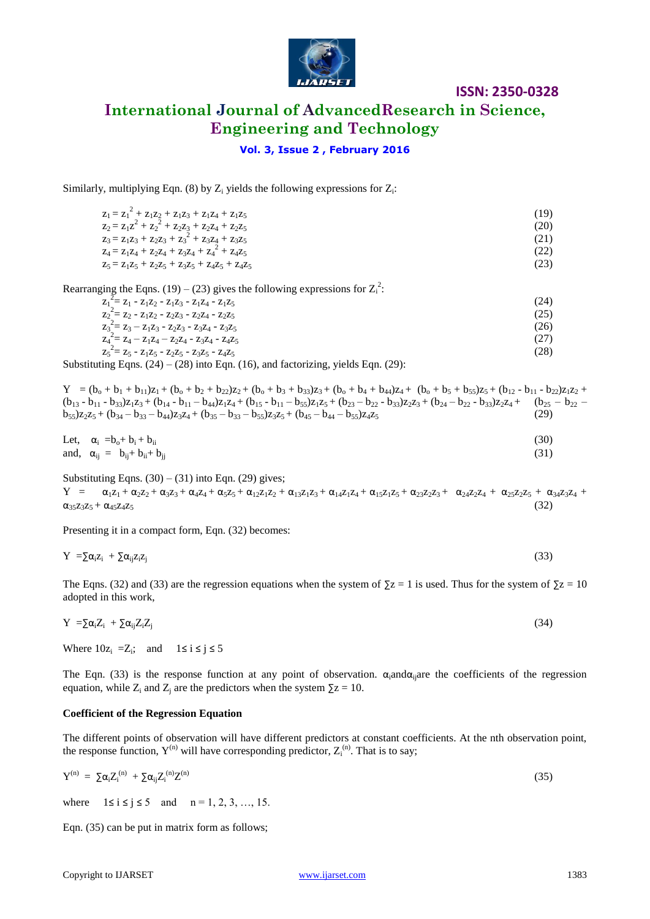Similarly, multiplying Eqn. (8) by $Z_i$ yields the following expressions for $Z_i$:

$$z_1 = z_1^2 + z_1z_2 + z_1z_3 + z_1z_4 + z_1z_5 \quad (19)$$
$$z_2 = z_1z^2 + z_2^2 + z_2z_3 + z_2z_4 + z_2z_5 \quad (20)$$
$$z_3 = z_1z_3 + z_2z_3 + z_3^2 + z_3z_4 + z_3z_5 \quad (21)$$
$$z_4 = z_1z_4 + z_2z_4 + z_3z_4 + z_4^2 + z_4z_5 \quad (22)$$
$$z_5 = z_1z_5 + z_2z_5 + z_3z_5 + z_4z_5 + z_4z_5 \quad (23)$$

Rearranging the Eqns. (19) – (23) gives the following expressions for $Z_i^2$:

$$z_1^2 = z_1 - z_1z_2 - z_1z_3 - z_1z_4 - z_1z_5 \quad (24)$$
$$z_2^2 = z_2 - z_1z_2 - z_2z_3 - z_2z_4 - z_2z_5 \quad (25)$$
$$z_3^2 = z_3 - z_1z_3 - z_2z_3 - z_3z_4 - z_3z_5 \quad (26)$$
$$z_4^2 = z_4 - z_1z_4 - z_2z_4 - z_3z_4 - z_4z_5 \quad (27)$$
$$z_5^2 = z_5 - z_1z_5 - z_2z_5 - z_3z_5 - z_4z_5 \quad (28)$$

Substituting Eqns. (24) – (28) into Eqn. (16), and factorizing, yields Eqn. (29):

$$Y = (b_o + b_1 + b_{11})z_1 + (b_o + b_2 + b_{22})z_2 + (b_o + b_3 + b_{33})z_3 + (b_o + b_4 + b_{44})z_4 + (b_o + b_5 + b_{55})z_5 + (b_{12} - b_{11} - b_{22})z_1z_2 + (b_{13} - b_{11} - b_{33})z_1z_3 + (b_{14} - b_{11} - b_{44})z_1z_4 + (b_{15} - b_{11} - b_{55})z_1z_5 + (b_{23} - b_{22} - b_{33})z_2z_3 + (b_{24} - b_{22} - b_{33})z_2z_4 + (b_{25} - b_{22} - b_{55})z_2z_5 + (b_{34} - b_{33} - b_{44})z_3z_4 + (b_{35} - b_{33} - b_{55})z_3z_5 + (b_{45} - b_{44} - b_{55})z_4z_5 \quad (29)$$

Let, $\quad \alpha_i = b_o + b_i + b_{ii} \quad (30)$

and, $\quad \alpha_{ij} = b_{ij} + b_{ii} + b_{jj} \quad (31)$

Substituting Eqns. (30) – (31) into Eqn. (29) gives;

$$Y = \alpha_1z_1 + \alpha_2z_2 + \alpha_3z_3 + \alpha_4z_4 + \alpha_5z_5 + \alpha_{12}z_1z_2 + \alpha_{13}z_1z_3 + \alpha_{14}z_1z_4 + \alpha_{15}z_1z_5 + \alpha_{23}z_2z_3 + \alpha_{24}z_2z_4 + \alpha_{25}z_2z_5 + \alpha_{34}z_3z_4 + \alpha_{35}z_3z_5 + \alpha_{45}z_4z_5 \quad (32)$$

Presenting it in a compact form, Eqn. (32) becomes:

$$Y = \sum\alpha_iz_i + \sum\alpha_{ij}z_iz_j \quad (33)$$

The Eqns. (32) and (33) are the regression equations when the system of $\sum z = 1$ is used. Thus for the system of $\sum z = 10$ adopted in this work,

$$Y = \sum\alpha_iZ_i + \sum\alpha_{ij}Z_iZ_j \quad (34)$$

Where $10z_i = Z_i$; and $1 \le i \le j \le 5$

The Eqn. (33) is the response function at any point of observation. $\alpha_i$ and $\alpha_{ij}$ are the coefficients of the regression equation, while $Z_i$ and $Z_j$ are the predictors when the system $\sum z = 10$.

**Coefficient of the Regression Equation**

The different points of observation will have different predictors at constant coefficients. At the nth observation point, the response function, $Y^{(n)}$ will have corresponding predictor, $Z_i^{(n)}$. That is to say;

$$Y^{(n)} = \sum\alpha_iZ_i^{(n)} + \sum\alpha_{ij}Z_i^{(n)}Z^{(n)} \quad (35)$$

where $\quad 1 \le i \le j \le 5 \quad$ and $\quad n = 1, 2, 3, \ldots, 15.$

Eqn. (35) can be put in matrix form as follows;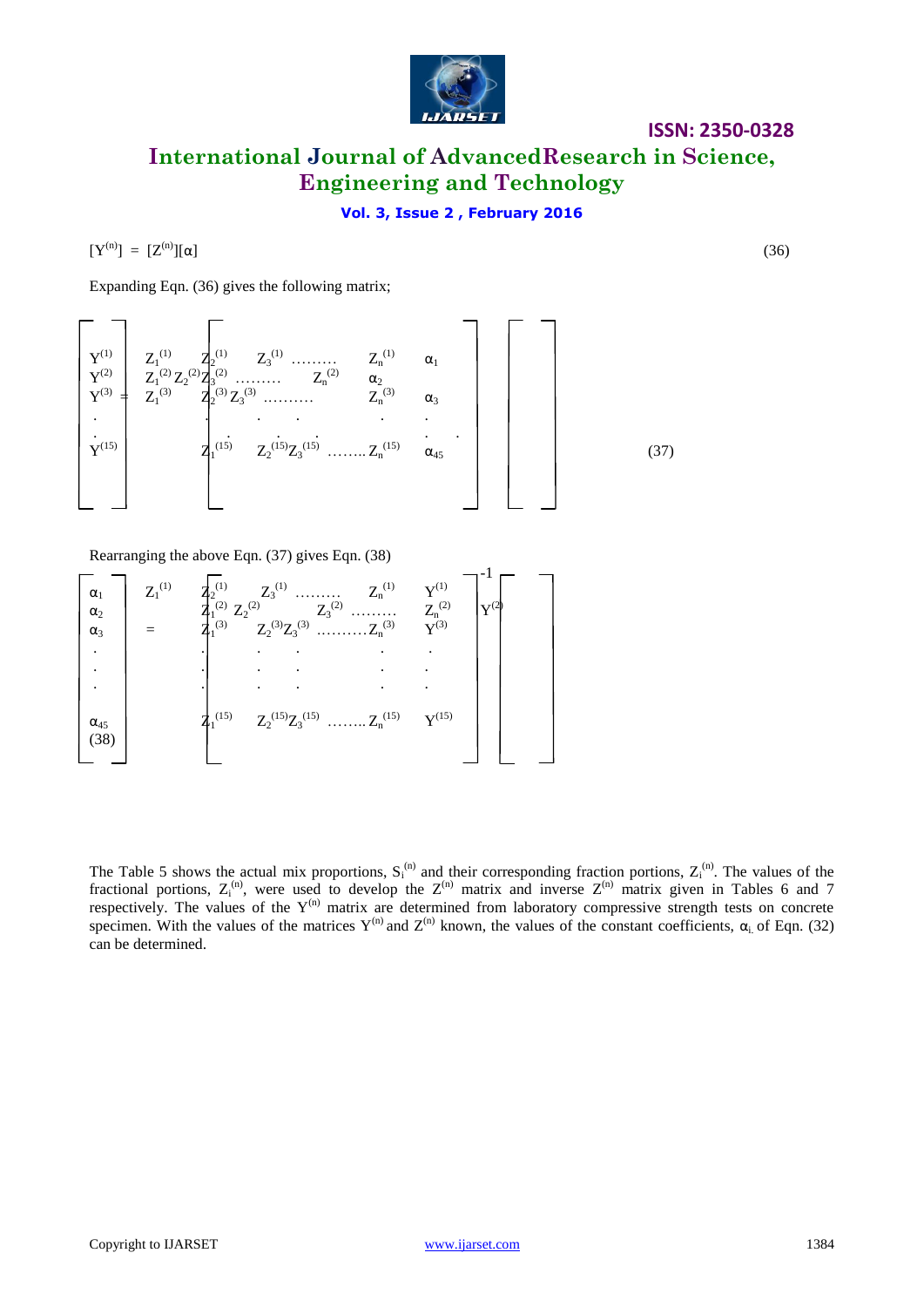$$[Y^{(n)}] = [Z^{(n)}][\alpha] \quad (36)$$

Expanding Eqn. (36) gives the following matrix;

$$\begin{bmatrix} Y^{(1)} \\ Y^{(2)} \\ Y^{(3)} \\ \cdot \\ \cdot \\ Y^{(15)} \end{bmatrix} = \begin{bmatrix} Z_1^{(1)} & Z_2^{(1)} & Z_3^{(1)} & \cdots & Z_n^{(1)} \\ Z_1^{(2)} & Z_2^{(2)} & Z_3^{(2)} & \cdots & Z_n^{(2)} \\ Z_1^{(3)} & Z_2^{(3)} & Z_3^{(3)} & \cdots & Z_n^{(3)} \\ \cdot & \cdot & \cdot & & \cdot \\ Z_1^{(15)} & Z_2^{(15)} & Z_3^{(15)} & \cdots & Z_n^{(15)} \end{bmatrix} \begin{bmatrix} \alpha_1 \\ \alpha_2 \\ \alpha_3 \\ \cdot \\ \cdot \\ \alpha_{45} \end{bmatrix} \quad (37)$$

Rearranging the above Eqn. (37) gives Eqn. (38)

$$\begin{bmatrix} \alpha_1 \\ \alpha_2 \\ \alpha_3 \\ \cdot \\ \cdot \\ \cdot \\ \alpha_{45} \end{bmatrix} = \begin{bmatrix} Z_1^{(1)} & Z_2^{(1)} & Z_3^{(1)} & \cdots & Z_n^{(1)} \\ Z_1^{(2)} & Z_2^{(2)} & Z_3^{(2)} & \cdots & Z_n^{(2)} \\ Z_1^{(3)} & Z_2^{(3)} & Z_3^{(3)} & \cdots & Z_n^{(3)} \\ \cdot & \cdot & \cdot & & \cdot \\ \cdot & \cdot & \cdot & & \cdot \\ \cdot & \cdot & \cdot & & \cdot \\ Z_1^{(15)} & Z_2^{(15)} & Z_3^{(15)} & \cdots & Z_n^{(15)} \end{bmatrix}^{-1} \begin{bmatrix} Y^{(1)} \\ Y^{(2)} \\ Y^{(3)} \\ \cdot \\ \cdot \\ \cdot \\ Y^{(15)} \end{bmatrix} \quad (38)$$

The Table 5 shows the actual mix proportions, $S_i^{(n)}$ and their corresponding fraction portions, $Z_i^{(n)}$. The values of the fractional portions, $Z_i^{(n)}$, were used to develop the $Z^{(n)}$ matrix and inverse $Z^{(n)}$ matrix given in Tables 6 and 7 respectively. The values of the $Y^{(n)}$ matrix are determined from laboratory compressive strength tests on concrete specimen. With the values of the matrices $Y^{(n)}$ and $Z^{(n)}$ known, the values of the constant coefficients, $\alpha_i$ of Eqn. (32) can be determined.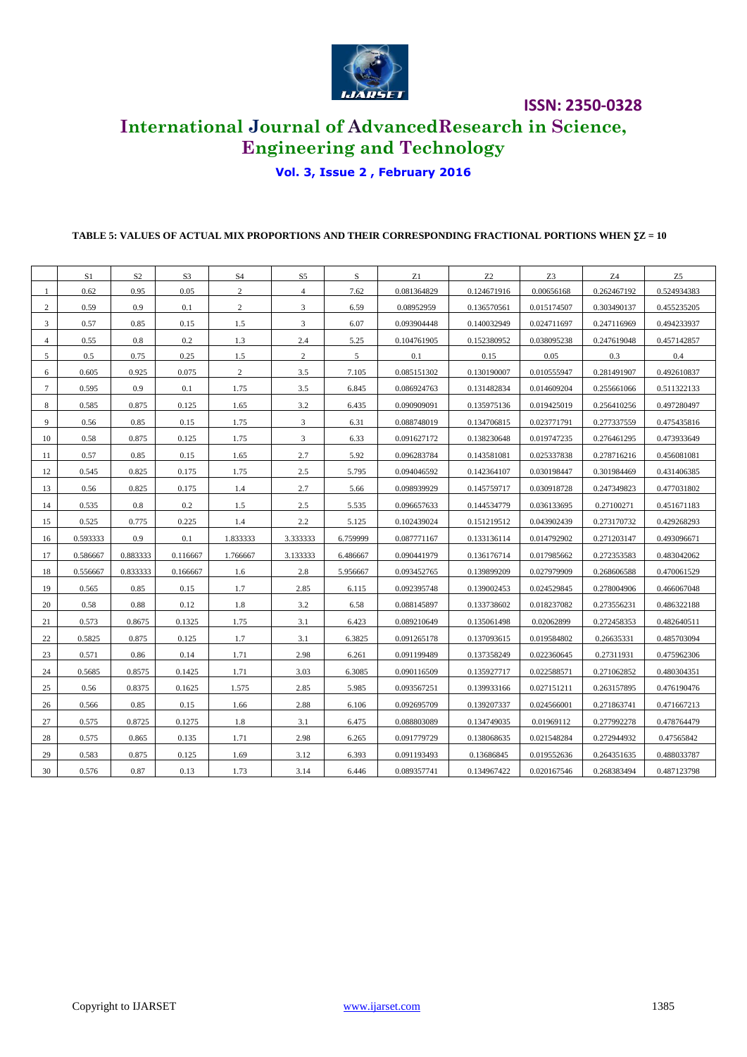**TABLE 5: VALUES OF ACTUAL MIX PROPORTIONS AND THEIR CORRESPONDING FRACTIONAL PORTIONS WHEN ∑Z = 10**

| | S1 | S2 | S3 | S4 | S5 | S | Z1 | Z2 | Z3 | Z4 | Z5 |
|---|---|---|---|---|---|---|---|---|---|---|---|
| 1 | 0.62 | 0.95 | 0.05 | 2 | 4 | 7.62 | 0.081364829 | 0.124671916 | 0.00656168 | 0.262467192 | 0.524934383 |
| 2 | 0.59 | 0.9 | 0.1 | 2 | 3 | 6.59 | 0.08952959 | 0.136570561 | 0.015174507 | 0.303490137 | 0.455235205 |
| 3 | 0.57 | 0.85 | 0.15 | 1.5 | 3 | 6.07 | 0.093904448 | 0.140032949 | 0.024711697 | 0.247116969 | 0.494233937 |
| 4 | 0.55 | 0.8 | 0.2 | 1.3 | 2.4 | 5.25 | 0.104761905 | 0.152380952 | 0.038095238 | 0.247619048 | 0.457142857 |
| 5 | 0.5 | 0.75 | 0.25 | 1.5 | 2 | 5 | 0.1 | 0.15 | 0.05 | 0.3 | 0.4 |
| 6 | 0.605 | 0.925 | 0.075 | 2 | 3.5 | 7.105 | 0.085151302 | 0.130190007 | 0.010555947 | 0.281491907 | 0.492610837 |
| 7 | 0.595 | 0.9 | 0.1 | 1.75 | 3.5 | 6.845 | 0.086924763 | 0.131482834 | 0.014609204 | 0.255661066 | 0.511322133 |
| 8 | 0.585 | 0.875 | 0.125 | 1.65 | 3.2 | 6.435 | 0.090909091 | 0.135975136 | 0.019425019 | 0.256410256 | 0.497280497 |
| 9 | 0.56 | 0.85 | 0.15 | 1.75 | 3 | 6.31 | 0.088748019 | 0.134706815 | 0.023771791 | 0.277337559 | 0.475435816 |
| 10 | 0.58 | 0.875 | 0.125 | 1.75 | 3 | 6.33 | 0.091627172 | 0.138230648 | 0.019747235 | 0.276461295 | 0.473933649 |
| 11 | 0.57 | 0.85 | 0.15 | 1.65 | 2.7 | 5.92 | 0.096283784 | 0.143581081 | 0.025337838 | 0.278716216 | 0.456081081 |
| 12 | 0.545 | 0.825 | 0.175 | 1.75 | 2.5 | 5.795 | 0.094046592 | 0.142364107 | 0.030198447 | 0.301984469 | 0.431406385 |
| 13 | 0.56 | 0.825 | 0.175 | 1.4 | 2.7 | 5.66 | 0.098939929 | 0.145759717 | 0.030918728 | 0.247349823 | 0.477031802 |
| 14 | 0.535 | 0.8 | 0.2 | 1.5 | 2.5 | 5.535 | 0.096657633 | 0.144534779 | 0.036133695 | 0.27100271 | 0.451671183 |
| 15 | 0.525 | 0.775 | 0.225 | 1.4 | 2.2 | 5.125 | 0.102439024 | 0.151219512 | 0.043902439 | 0.273170732 | 0.429268293 |
| 16 | 0.593333 | 0.9 | 0.1 | 1.833333 | 3.333333 | 6.759999 | 0.087771167 | 0.133136114 | 0.014792902 | 0.271203147 | 0.493096671 |
| 17 | 0.586667 | 0.883333 | 0.116667 | 1.766667 | 3.133333 | 6.486667 | 0.090441979 | 0.136176714 | 0.017985662 | 0.272353583 | 0.483042062 |
| 18 | 0.556667 | 0.833333 | 0.166667 | 1.6 | 2.8 | 5.956667 | 0.093452765 | 0.139899209 | 0.027979909 | 0.268606588 | 0.470061529 |
| 19 | 0.565 | 0.85 | 0.15 | 1.7 | 2.85 | 6.115 | 0.092395748 | 0.139002453 | 0.024529845 | 0.278004906 | 0.466067048 |
| 20 | 0.58 | 0.88 | 0.12 | 1.8 | 3.2 | 6.58 | 0.088145897 | 0.133738602 | 0.018237082 | 0.273556231 | 0.486322188 |
| 21 | 0.573 | 0.8675 | 0.1325 | 1.75 | 3.1 | 6.423 | 0.089210649 | 0.135061498 | 0.02062899 | 0.272458353 | 0.482640511 |
| 22 | 0.5825 | 0.875 | 0.125 | 1.7 | 3.1 | 6.3825 | 0.091265178 | 0.137093615 | 0.019584802 | 0.26635331 | 0.485703094 |
| 23 | 0.571 | 0.86 | 0.14 | 1.71 | 2.98 | 6.261 | 0.091199489 | 0.137358249 | 0.022360645 | 0.27311931 | 0.475962306 |
| 24 | 0.5685 | 0.8575 | 0.1425 | 1.71 | 3.03 | 6.3085 | 0.090116509 | 0.135927717 | 0.022588571 | 0.271062852 | 0.480304351 |
| 25 | 0.56 | 0.8375 | 0.1625 | 1.575 | 2.85 | 5.985 | 0.093567251 | 0.139933166 | 0.027151211 | 0.263157895 | 0.476190476 |
| 26 | 0.566 | 0.85 | 0.15 | 1.66 | 2.88 | 6.106 | 0.092695709 | 0.139207337 | 0.024566001 | 0.271863741 | 0.471667213 |
| 27 | 0.575 | 0.8725 | 0.1275 | 1.8 | 3.1 | 6.475 | 0.088803089 | 0.134749035 | 0.01969112 | 0.277992278 | 0.478764479 |
| 28 | 0.575 | 0.865 | 0.135 | 1.71 | 2.98 | 6.265 | 0.091779729 | 0.138068635 | 0.021548284 | 0.272944932 | 0.47565842 |
| 29 | 0.583 | 0.875 | 0.125 | 1.69 | 3.12 | 6.393 | 0.091193493 | 0.13686845 | 0.019552636 | 0.264351635 | 0.488033787 |
| 30 | 0.576 | 0.87 | 0.13 | 1.73 | 3.14 | 6.446 | 0.089357741 | 0.134967422 | 0.020167546 | 0.268383494 | 0.487123798 |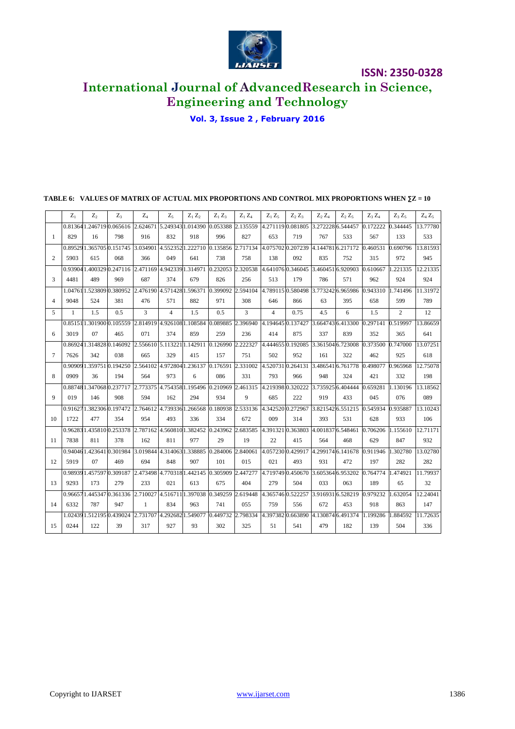**TABLE 6: VALUES OF MATRIX OF ACTUAL MIX PROPORTIONS AND CONTROL MIX PROPORTIONS WHEN ∑Z = 10**

| | $Z_1$ | $Z_2$ | $Z_3$ | $Z_4$ | $Z_5$ | $Z_1Z_2$ | $Z_1Z_3$ | $Z_1Z_4$ | $Z_1Z_5$ | $Z_2Z_3$ | $Z_2Z_4$ | $Z_2Z_5$ | $Z_3Z_4$ | $Z_3Z_5$ | $Z_4Z_5$ |
|---|---|---|---|---|---|---|---|---|---|---|---|---|---|---|---|
| 1 | 0.81364829 | 1.24671916 | 0.065616798 | 2.624671916 | 5.249343832 | 1.014390918 | 0.053388996 | 2.135559827 | 4.271119653 | 0.081805719 | 3.272228767 | 6.544457533 | 0.172222567 | 0.344445133 | 13.77780533 |
| 2 | 0.895295903 | 1.365705615 | 0.151745068 | 3.034901366 | 4.552352049 | 1.222710641 | 0.135856738 | 2.717134758 | 4.075702138 | 0.207239092 | 4.144781835 | 6.217172752 | 0.460531315 | 0.690796972 | 13.81593945 |
| 3 | 0.93904481 | 1.400329489 | 0.247116969 | 2.471169687 | 4.942339374 | 1.314971679 | 0.232053826 | 2.320538256 | 4.641076513 | 0.346045179 | 3.460451786 | 6.920903571 | 0.610667962 | 1.221335924 | 12.21335924 |
| 4 | 1.04761 9048 | 1.523809524 | 0.380952381 | 2.476190476 | 4.571428571 | 1.596371882 | 0.399092971 | 2.594104308 | 4.789115646 | 0.580498866 | 3.77324263 | 6.965986395 | 0.943310658 | 1.741496599 | 11.31972789 |
| 5 | 1 | 1.5 | 0.5 | 3 | 4 | 1.5 | 0.5 | 3 | 4 | 0.75 | 4.5 | 6 | 1.5 | 2 | 12 |
| 6 | 0.85151 3019 | 1.30190007 | 0.105559465 | 2.814919071 | 4.926108374 | 1.108584859 | 0.089885259 | 2.396940236 | 4.194645414 | 0.137427875 | 3.664743337 | 6.413300839 | 0.297141352 | 0.519997365 | 13.86659641 |
| 7 | 0.86924 7626 | 1.314828342 | 0.146092038 | 2.556610665 | 5.113221329 | 1.142911415 | 0.126990157 | 2.222327751 | 4.444655502 | 0.192085952 | 3.361504161 | 6.723008322 | 0.373500462 | 0.747000925 | 13.07251618 |
| 8 | 0.90909 0909 | 1.35975136 | 0.194250194 | 2.564102564 | 4.972804973 | 1.2361376 | 0.176591086 | 2.331002331 | 4.520731793 | 0.264131966 | 3.486541948 | 6.761778324 | 0.498077421 | 0.965968332 | 12.75078198 |
| 9 | 0.88748 019 | 1.347068146 | 0.237717908 | 2.773375594 | 4.754358162 | 1.195496294 | 0.210969934 | 2.4613159 | 4.219398685 | 0.320222222 | 3.735925919 | 6.404444433 | 0.659281045 | 1.130196076 | 13.18562089 |
| 10 | 0.91627 1722 | 1.382306477 | 0.197472354 | 2.764612954 | 4.739336493 | 1.266568336 | 0.180938334 | 2.533136672 | 4.342520009 | 0.272967314 | 3.821542393 | 6.551215531 | 0.545934628 | 0.935887933 | 13.10243106 |
| 11 | 0.96283 7838 | 1.435810811 | 0.253378378 | 2.787162162 | 4.560810811 | 1.382452977 | 0.24396229 | 2.68358519 | 4.39132122 | 0.363803415 | 4.001837564 | 6.548461468 | 0.706206629 | 1.155610847 | 12.71171932 |
| 12 | 0.94046 5919 | 1.42364107 | 0.301984469 | 3.019844694 | 4.314063848 | 1.338885907 | 0.284006101 | 2.840061015 | 4.057230021 | 0.429917493 | 4.299174931 | 6.141678472 | 0.911946197 | 1.302780282 | 13.02780282 |
| 13 | 0.98939 293 | 1.457597173 | 0.309187279 | 2.473498233 | 4.770318021 | 1.442145613 | 0.305909675 | 2.447277404 | 4.719749279 | 0.450670504 | 3.605364033 | 6.953202063 | 0.764774189 | 1.47492165 | 11.7993732 |
| 14 | 0.96657 6332 | 1.445347787 | 0.361336947 | 2.7100271 | 4.516711834 | 1.397038963 | 0.349259741 | 2.619448055 | 4.365746759 | 0.522257556 | 3.916931672 | 6.528219453 | 0.979232918 | 1.632054863 | 12.24041147 |
| 15 | 1.02439 0244 | 1.512195122 | 0.43902439 | 2.731707317 | 4.292682927 | 1.54907793 | 0.449732302 | 2.798334325 | 4.39738251 | 0.663890541 | 4.130874479 | 6.491374182 | 1.199286139 | 1.884592504 | 11.72635336 |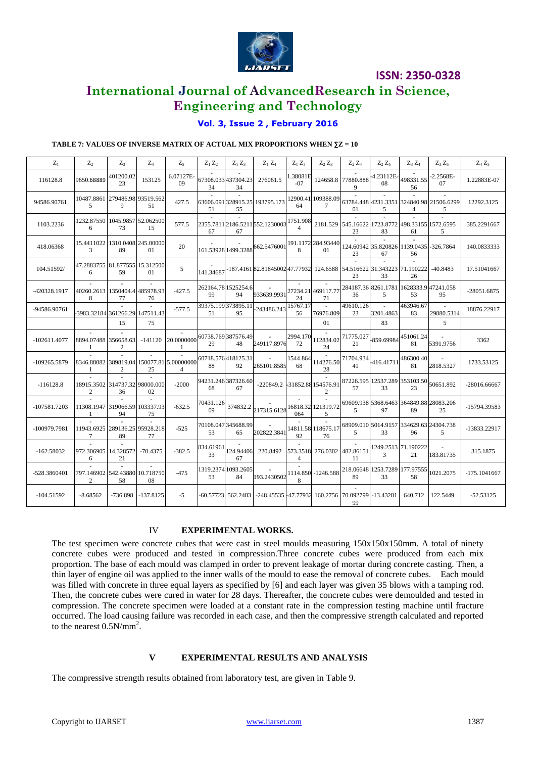**TABLE 7: VALUES OF INVERSE MATRIX OF ACTUAL MIX PROPORTIONS WHEN ∑Z = 10**

| $Z_1$ | $Z_2$ | $Z_3$ | $Z_4$ | $Z_5$ | $Z_1 Z_2$ | $Z_1 Z_3$ | $Z_1 Z_4$ | $Z_1 Z_5$ | $Z_2 Z_3$ | $Z_2 Z_4$ | $Z_2 Z_5$ | $Z_3 Z_4$ | $Z_3 Z_5$ | $Z_4 Z_5$ |
|---|---|---|---|---|---|---|---|---|---|---|---|---|---|---|
| 116128.8 | 9650.68889 | 401200.0223 | 153125 | 6.07127E-09 | -67308.03334 | -437304.2334 | 276061.5 | 1.38081E-07 | 124658.8 | -77880.8889 | -4.23112E-08 | -498331.5556 | -2.2568E-07 | 1.22883E-07 |
| 94586.90761 | 10487.88615 | 279486.989 | 93519.56251 | 427.5 | -63606.09151 | -328915.2555 | 193795.173 | 12900.4164 | 109388.097 | -63784.44801 | -4231.33515 | -324840.984 | -21506.62995 | 12292.3125 |
| 1103.2236 | 1232.875506 | 1045.985773 | 52.06250015 | 577.5 | -2355.781167 | -2186.521167 | 552.1230003 | 1751.9084 | 2181.529 | -545.1662223 | -1723.877283 | -498.3315561 | -1572.65955 | 385.2291667 |
| 418.06368 | 15.44110223 | 1310.040889 | 245.0000001 | 20 | -161.53928 | -1499.3288 | 662.5476001 | 191.11728 | 284.9344001 | -124.6094223 | -35.82082667 | -1139.043556 | -326.7864 | 140.0833333 |
| 104.51592/ | 47.28837556 | 81.87755559 | 15.31250001 | 5 | -141.34687 | -187.4161 | 82.81845002 | 47.77932 | 124.6588 | -54.51662223 | -31.34322333 | 71.19022226 | -40.8483 | 17.51041667 |
| -420328.1917 | -40260.26138 | -1350404.477 | -485978.9376 | -427.5 | 262164.7899 | 1525254.694 | -933639.9931 | -27234.2124 | -469117.7771 | 284187.3636 | 8261.17815 | 1628333.953 | 47241.05895 | -28051.6875 |
| -94586.90761 | -3983.32184 | -361266.2915 | -147511.4375 | -577.5 | 39375.19951 | 373895.1195 | -243486.243 | 15767.1756 | -76976.80901 | 49610.12623 | -3201.486383 | 463946.6783 | -29880.53145 | 18876.22917 |
| -102611.4077 | -8894.074881 | -356658.632 | -141120 | -20.00000001 | 60738.76929 | 387576.4948 | -249117.8976 | 2994.17072 | -112834.0224 | 71775.02721 | -859.69984 | 451061.2481 | -5391.9756 | 3362 |
| -109265.5879 | -8346.880821 | -389819.042 | -150077.8125 | -5.000000004 | 60718.57688 | 418125.3192 | -265101.8585 | 1544.86468 | -114276.5028 | 71704.93441 | -416.41711 | 486300.4081 | -2818.5327 | 1733.53125 |
| -116128.8 | -18915.35022 | -314737.3236 | -98000.00002 | -2000 | 94231.24668 | 387326.6067 | -220849.2 | -31852.88 | -154576.912 | 87226.59557 | 12537.28933 | 353103.5023 | 50651.892 | -28016.66667 |
| -107581.7203 | -11308.19471 | -319066.5994 | -103337.9375 | -632.5 | 70431.12609 | 374832.2 | -217315.6128 | -16818.32064 | -121319.725 | 69609.9385 | 5368.646397 | 364849.8889 | 28083.20625 | -15794.39583 |
| -100979.7981 | -11943.69257 | -289136.2589 | -95928.21877 | -525 | 70108.04753 | 345688.9965 | -202822.3841 | -14811.5892 | -118675.1776 | 68909.0105 | 5014.915733 | 334629.6396 | 24304.7385 | -13833.22917 |
| -162.58032 | -972.3069056 | -14.32857221 | -70.4375 | -382.5 | 834.6196133 | -124.9440667 | 220.8492 | 573.35184 | 276.0302 | -482.8615111 | 1249.25133 | 71.19022221 | -183.81735 | 315.1875 |
| -528.3860401 | -797.1469022 | -542.4388058 | -10.71875008 | -475 | 1319.237453 | 1093.260584 | -193.2430502 | -1114.8508 | -1246.588 | 218.0664889 | 1253.728933 | 177.9755558 | 1021.2075 | -175.1041667 |
| -104.51592 | -8.68562 | -736.898 | -137.8125 | -5 | -60.57723 | 562.2483 | -248.45535 | -47.77932 | 160.2756 | -70.09279999 | -13.43281 | 640.712 | 122.5449 | -52.53125 |

## IV EXPERIMENTAL WORKS.

The test specimen were concrete cubes that were cast in steel moulds measuring 150x150x150mm. A total of ninety concrete cubes were produced and tested in compression.Three concrete cubes were produced from each mix proportion. The base of each mould was clamped in order to prevent leakage of mortar during concrete casting. Then, a thin layer of engine oil was applied to the inner walls of the mould to ease the removal of concrete cubes. Each mould was filled with concrete in three equal layers as specified by [6] and each layer was given 35 blows with a tamping rod. Then, the concrete cubes were cured in water for 28 days. Thereafter, the concrete cubes were demoulded and tested in compression. The concrete specimen were loaded at a constant rate in the compression testing machine until fracture occurred. The load causing failure was recorded in each case, and then the compressive strength calculated and reported to the nearest $0.5N/mm^2$.

## V EXPERIMENTAL RESULTS AND ANALYSIS

The compressive strength results obtained from laboratory test, are given in Table 9.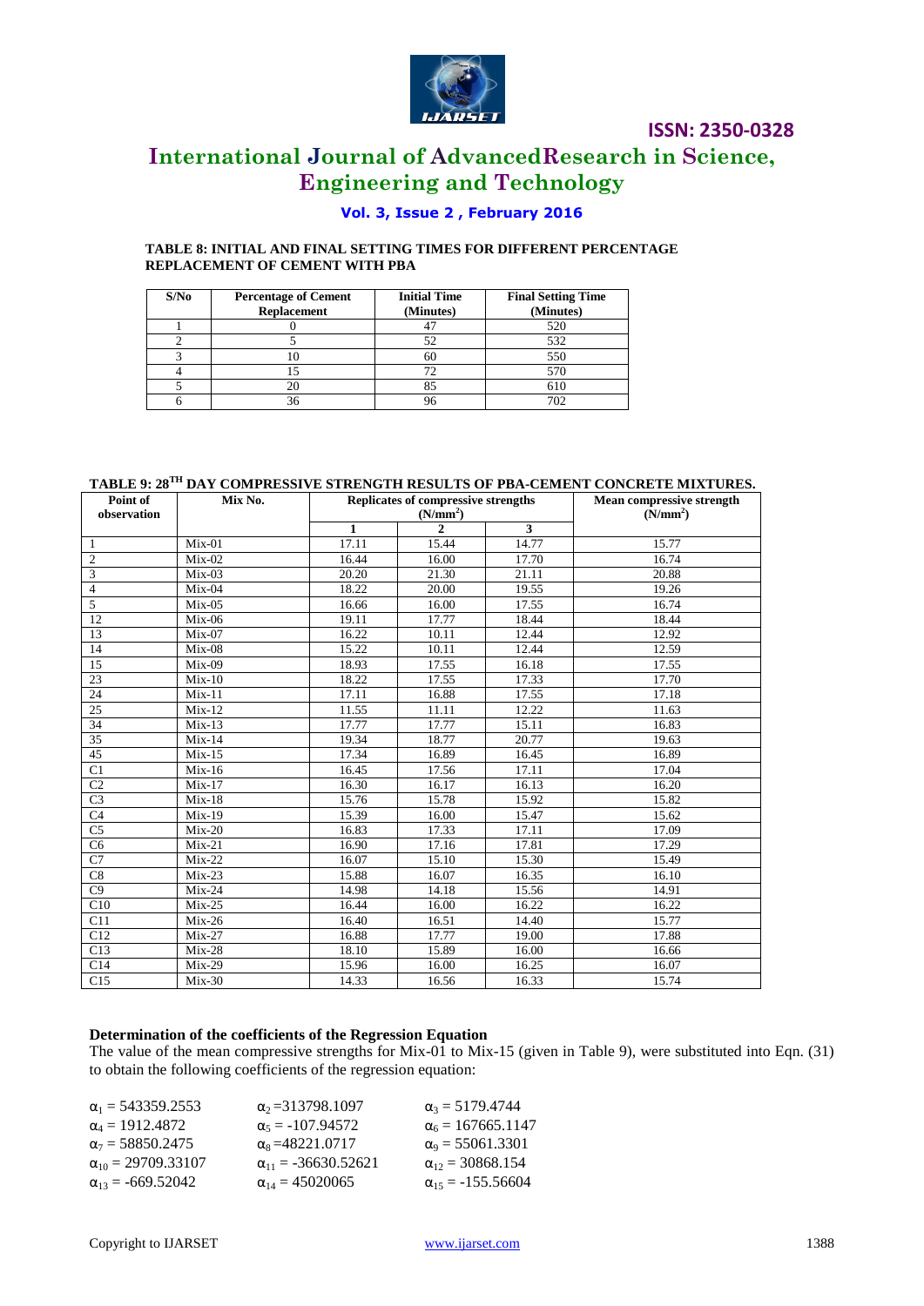**TABLE 8: INITIAL AND FINAL SETTING TIMES FOR DIFFERENT PERCENTAGE REPLACEMENT OF CEMENT WITH PBA**

| S/No | Percentage of Cement Replacement | Initial Time (Minutes) | Final Setting Time (Minutes) |
|---|---|---|---|
| 1 | 0 | 47 | 520 |
| 2 | 5 | 52 | 532 |
| 3 | 10 | 60 | 550 |
| 4 | 15 | 72 | 570 |
| 5 | 20 | 85 | 610 |
| 6 | 36 | 96 | 702 |

**TABLE 9: 28$^{TH}$ DAY COMPRESSIVE STRENGTH RESULTS OF PBA-CEMENT CONCRETE MIXTURES.**

| Point of observation | Mix No. | Replicates of compressive strengths ($N/mm^2$) | | | Mean compressive strength ($N/mm^2$) |
|---|---|---|---|---|---|
| | | 1 | 2 | 3 | |
| 1 | Mix-01 | 17.11 | 15.44 | 14.77 | 15.77 |
| 2 | Mix-02 | 16.44 | 16.00 | 17.70 | 16.74 |
| 3 | Mix-03 | 20.20 | 21.30 | 21.11 | 20.88 |
| 4 | Mix-04 | 18.22 | 20.00 | 19.55 | 19.26 |
| 5 | Mix-05 | 16.66 | 16.00 | 17.55 | 16.74 |
| 12 | Mix-06 | 19.11 | 17.77 | 18.44 | 18.44 |
| 13 | Mix-07 | 16.22 | 10.11 | 12.44 | 12.92 |
| 14 | Mix-08 | 15.22 | 10.11 | 12.44 | 12.59 |
| 15 | Mix-09 | 18.93 | 17.55 | 16.18 | 17.55 |
| 23 | Mix-10 | 18.22 | 17.55 | 17.33 | 17.70 |
| 24 | Mix-11 | 17.11 | 16.88 | 17.55 | 17.18 |
| 25 | Mix-12 | 11.55 | 11.11 | 12.22 | 11.63 |
| 34 | Mix-13 | 17.77 | 17.77 | 15.11 | 16.83 |
| 35 | Mix-14 | 19.34 | 18.77 | 20.77 | 19.63 |
| 45 | Mix-15 | 17.34 | 16.89 | 16.45 | 16.89 |
| C1 | Mix-16 | 16.45 | 17.56 | 17.11 | 17.04 |
| C2 | Mix-17 | 16.30 | 16.17 | 16.13 | 16.20 |
| C3 | Mix-18 | 15.76 | 15.78 | 15.92 | 15.82 |
| C4 | Mix-19 | 15.39 | 16.00 | 15.47 | 15.62 |
| C5 | Mix-20 | 16.83 | 17.33 | 17.11 | 17.09 |
| C6 | Mix-21 | 16.90 | 17.16 | 17.81 | 17.29 |
| C7 | Mix-22 | 16.07 | 15.10 | 15.30 | 15.49 |
| C8 | Mix-23 | 15.88 | 16.07 | 16.35 | 16.10 |
| C9 | Mix-24 | 14.98 | 14.18 | 15.56 | 14.91 |
| C10 | Mix-25 | 16.44 | 16.00 | 16.22 | 16.22 |
| C11 | Mix-26 | 16.40 | 16.51 | 14.40 | 15.77 |
| C12 | Mix-27 | 16.88 | 17.77 | 19.00 | 17.88 |
| C13 | Mix-28 | 18.10 | 15.89 | 16.00 | 16.66 |
| C14 | Mix-29 | 15.96 | 16.00 | 16.25 | 16.07 |
| C15 | Mix-30 | 14.33 | 16.56 | 16.33 | 15.74 |

**Determination of the coefficients of the Regression Equation**

The value of the mean compressive strengths for Mix-01 to Mix-15 (given in Table 9), were substituted into Eqn. (31) to obtain the following coefficients of the regression equation:

$\alpha_1 = 543359.2553$ $\quad\alpha_2 = 313798.1097$ $\quad\alpha_3 = 5179.4744$

$\alpha_4 = 1912.4872$ $\quad\alpha_5 = -107.94572$ $\quad\alpha_6 = 167665.1147$

$\alpha_7 = 58850.2475$ $\quad\alpha_8 = 48221.0717$ $\quad\alpha_9 = 55061.3301$

$\alpha_{10} = 29709.33107$ $\quad\alpha_{11} = -36630.52621$ $\quad\alpha_{12} = 30868.154$

$\alpha_{13} = -669.52042$ $\quad\alpha_{14} = 45020065$ $\quad\alpha_{15} = -155.56604$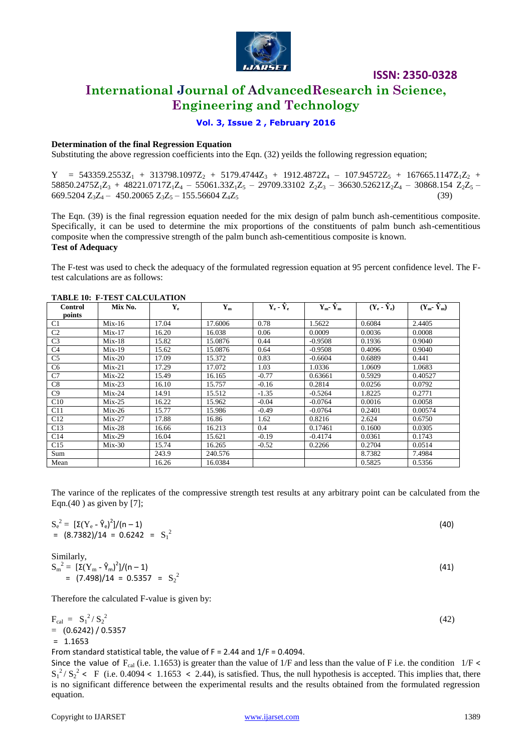**Determination of the final Regression Equation**

Substituting the above regression coefficients into the Eqn. (32) yeilds the following regression equation;

$$Y = 543359.2553Z_1 + 313798.1097Z_2 + 5179.4744Z_3 + 1912.4872Z_4 - 107.94572Z_5 + 167665.1147Z_1Z_2 + 58850.2475Z_1Z_3 + 48221.0717Z_1Z_4 - 55061.33Z_1Z_5 - 29709.33102\ Z_2Z_3 - 36630.52621Z_2Z_4 - 30868.154\ Z_2Z_5 - 669.5204\ Z_3Z_4 - 450.20065\ Z_3Z_5 - 155.56604\ Z_4Z_5 \quad (39)$$

The Eqn. (39) is the final regression equation needed for the mix design of palm bunch ash-cementitious composite. Specifically, it can be used to determine the mix proportions of the constituents of palm bunch ash-cementitious composite when the compressive strength of the palm bunch ash-cementitious composite is known.

**Test of Adequacy**

The F-test was used to check the adequacy of the formulated regression equation at 95 percent confidence level. The F-test calculations are as follows:

**TABLE 10: F-TEST CALCULATION**

| Control points | Mix No. | $Y_e$ | $Y_m$ | $Y_e - \hat{Y}_e$ | $Y_m - \hat{Y}_m$ | $(Y_e - \hat{Y}_e)$ | $(Y_m - \hat{Y}_m)$ |
|---|---|---|---|---|---|---|---|
| C1 | Mix-16 | 17.04 | 17.6006 | 0.78 | 1.5622 | 0.6084 | 2.4405 |
| C2 | Mix-17 | 16.20 | 16.038 | 0.06 | 0.0009 | 0.0036 | 0.0008 |
| C3 | Mix-18 | 15.82 | 15.0876 | 0.44 | -0.9508 | 0.1936 | 0.9040 |
| C4 | Mix-19 | 15.62 | 15.0876 | 0.64 | -0.9508 | 0.4096 | 0.9040 |
| C5 | Mix-20 | 17.09 | 15.372 | 0.83 | -0.6604 | 0.6889 | 0.441 |
| C6 | Mix-21 | 17.29 | 17.072 | 1.03 | 1.0336 | 1.0609 | 1.0683 |
| C7 | Mix-22 | 15.49 | 16.165 | -0.77 | 0.63661 | 0.5929 | 0.40527 |
| C8 | Mix-23 | 16.10 | 15.757 | -0.16 | 0.2814 | 0.0256 | 0.0792 |
| C9 | Mix-24 | 14.91 | 15.512 | -1.35 | -0.5264 | 1.8225 | 0.2771 |
| C10 | Mix-25 | 16.22 | 15.962 | -0.04 | -0.0764 | 0.0016 | 0.0058 |
| C11 | Mix-26 | 15.77 | 15.986 | -0.49 | -0.0764 | 0.2401 | 0.00574 |
| C12 | Mix-27 | 17.88 | 16.86 | 1.62 | 0.8216 | 2.624 | 0.6750 |
| C13 | Mix-28 | 16.66 | 16.213 | 0.4 | 0.17461 | 0.1600 | 0.0305 |
| C14 | Mix-29 | 16.04 | 15.621 | -0.19 | -0.4174 | 0.0361 | 0.1743 |
| C15 | Mix-30 | 15.74 | 16.265 | -0.52 | 0.2266 | 0.2704 | 0.0514 |
| Sum | | 243.9 | 240.576 | | | 8.7382 | 7.4984 |
| Mean | | 16.26 | 16.0384 | | | 0.5825 | 0.5356 |

The varince of the replicates of the compressive strength test results at any arbitrary point can be calculated from the Eqn.(40 ) as given by [7];

$$S_e^2 = [\Sigma(Y_e - \hat{Y}_e)^2]/(n-1) \quad (40)$$
$$= (8.7382)/14 = 0.6242 = S_1^2$$

Similarly,

$$S_m^2 = [\Sigma(Y_m - \hat{Y}_m)^2]/(n-1) \quad (41)$$
$$= (7.498)/14 = 0.5357 = S_2^2$$

Therefore the calculated F-value is given by:

$$F_{cal} = S_1^2 / S_2^2 \quad (42)$$
$$= (0.6242) / 0.5357$$
$$= 1.1653$$

From standard statistical table, the value of F = 2.44 and 1/F = 0.4094.

Since the value of $F_{cal}$ (i.e. 1.1653) is greater than the value of 1/F and less than the value of F i.e. the condition $1/F < S_1^2 / S_2^2 < F$ (i.e. $0.4094 < 1.1653 < 2.44$), is satisfied. Thus, the null hypothesis is accepted. This implies that, there is no significant difference between the experimental results and the results obtained from the formulated regression equation.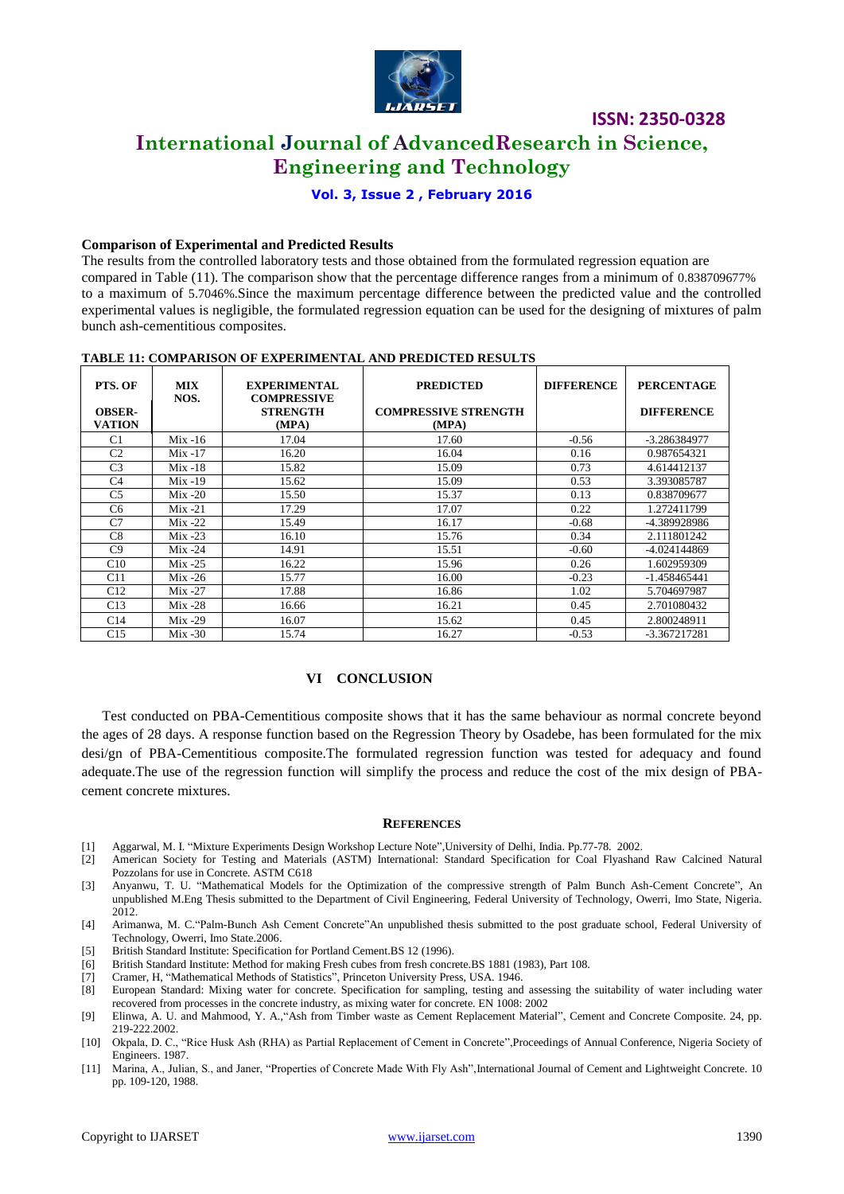**Comparison of Experimental and Predicted Results**

The results from the controlled laboratory tests and those obtained from the formulated regression equation are compared in Table (11). The comparison show that the percentage difference ranges from a minimum of 0.838709677% to a maximum of 5.7046%.Since the maximum percentage difference between the predicted value and the controlled experimental values is negligible, the formulated regression equation can be used for the designing of mixtures of palm bunch ash-cementitious composites.

**TABLE 11: COMPARISON OF EXPERIMENTAL AND PREDICTED RESULTS**

| PTS. OF OBSER-VATION | MIX NOS. | EXPERIMENTAL COMPRESSIVE STRENGTH (MPA) | PREDICTED COMPRESSIVE STRENGTH (MPA) | DIFFERENCE | PERCENTAGE DIFFERENCE |
|---|---|---|---|---|---|
| C1 | Mix -16 | 17.04 | 17.60 | -0.56 | -3.286384977 |
| C2 | Mix -17 | 16.20 | 16.04 | 0.16 | 0.987654321 |
| C3 | Mix -18 | 15.82 | 15.09 | 0.73 | 4.614412137 |
| C4 | Mix -19 | 15.62 | 15.09 | 0.53 | 3.393085787 |
| C5 | Mix -20 | 15.50 | 15.37 | 0.13 | 0.838709677 |
| C6 | Mix -21 | 17.29 | 17.07 | 0.22 | 1.272411799 |
| C7 | Mix -22 | 15.49 | 16.17 | -0.68 | -4.389928986 |
| C8 | Mix -23 | 16.10 | 15.76 | 0.34 | 2.111801242 |
| C9 | Mix -24 | 14.91 | 15.51 | -0.60 | -4.024144869 |
| C10 | Mix -25 | 16.22 | 15.96 | 0.26 | 1.602959309 |
| C11 | Mix -26 | 15.77 | 16.00 | -0.23 | -1.458465441 |
| C12 | Mix -27 | 17.88 | 16.86 | 1.02 | 5.704697987 |
| C13 | Mix -28 | 16.66 | 16.21 | 0.45 | 2.701080432 |
| C14 | Mix -29 | 16.07 | 15.62 | 0.45 | 2.800248911 |
| C15 | Mix -30 | 15.74 | 16.27 | -0.53 | -3.367217281 |

## VI CONCLUSION

Test conducted on PBA-Cementitious composite shows that it has the same behaviour as normal concrete beyond the ages of 28 days. A response function based on the Regression Theory by Osadebe, has been formulated for the mix desi/gn of PBA-Cementitious composite.The formulated regression function was tested for adequacy and found adequate.The use of the regression function will simplify the process and reduce the cost of the mix design of PBA-cement concrete mixtures.

## REFERENCES

[1] Aggarwal, M. I. "Mixture Experiments Design Workshop Lecture Note",University of Delhi, India. Pp.77-78. 2002.

[2] American Society for Testing and Materials (ASTM) International: Standard Specification for Coal Flyashand Raw Calcined Natural Pozzolans for use in Concrete. ASTM C618

[3] Anyanwu, T. U. "Mathematical Models for the Optimization of the compressive strength of Palm Bunch Ash-Cement Concrete", An unpublished M.Eng Thesis submitted to the Department of Civil Engineering, Federal University of Technology, Owerri, Imo State, Nigeria. 2012.

[4] Arimanwa, M. C."Palm-Bunch Ash Cement Concrete"An unpublished thesis submitted to the post graduate school, Federal University of Technology, Owerri, Imo State.2006.

[5] British Standard Institute: Specification for Portland Cement.BS 12 (1996).

[6] British Standard Institute: Method for making Fresh cubes from fresh concrete.BS 1881 (1983), Part 108.

[7] Cramer, H, "Mathematical Methods of Statistics", Princeton University Press, USA. 1946.

[8] European Standard: Mixing water for concrete. Specification for sampling, testing and assessing the suitability of water including water recovered from processes in the concrete industry, as mixing water for concrete. EN 1008: 2002

[9] Elinwa, A. U. and Mahmood, Y. A.,"Ash from Timber waste as Cement Replacement Material", Cement and Concrete Composite. 24, pp. 219-222.2002.

[10] Okpala, D. C., "Rice Husk Ash (RHA) as Partial Replacement of Cement in Concrete",Proceedings of Annual Conference, Nigeria Society of Engineers. 1987.

[11] Marina, A., Julian, S., and Janer, "Properties of Concrete Made With Fly Ash",International Journal of Cement and Lightweight Concrete. 10 pp. 109-120, 1988.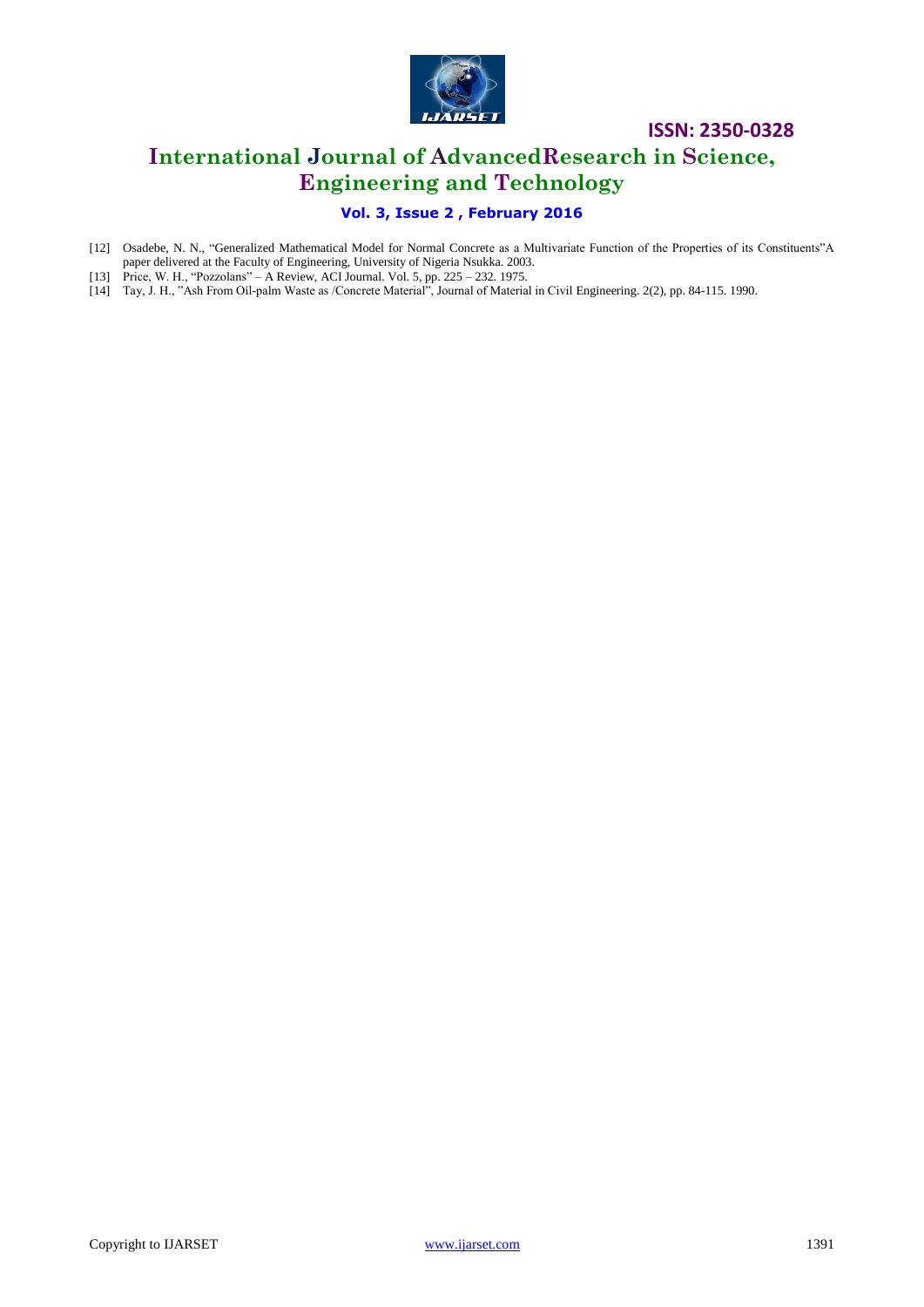[12] Osadebe, N. N., "Generalized Mathematical Model for Normal Concrete as a Multivariate Function of the Properties of its Constituents"A paper delivered at the Faculty of Engineering, University of Nigeria Nsukka. 2003.

[13] Price, W. H., "Pozzolans" – A Review, ACI Journal. Vol. 5, pp. 225 – 232. 1975.

[14] Tay, J. H., "Ash From Oil-palm Waste as /Concrete Material", Journal of Material in Civil Engineering. 2(2), pp. 84-115. 1990.